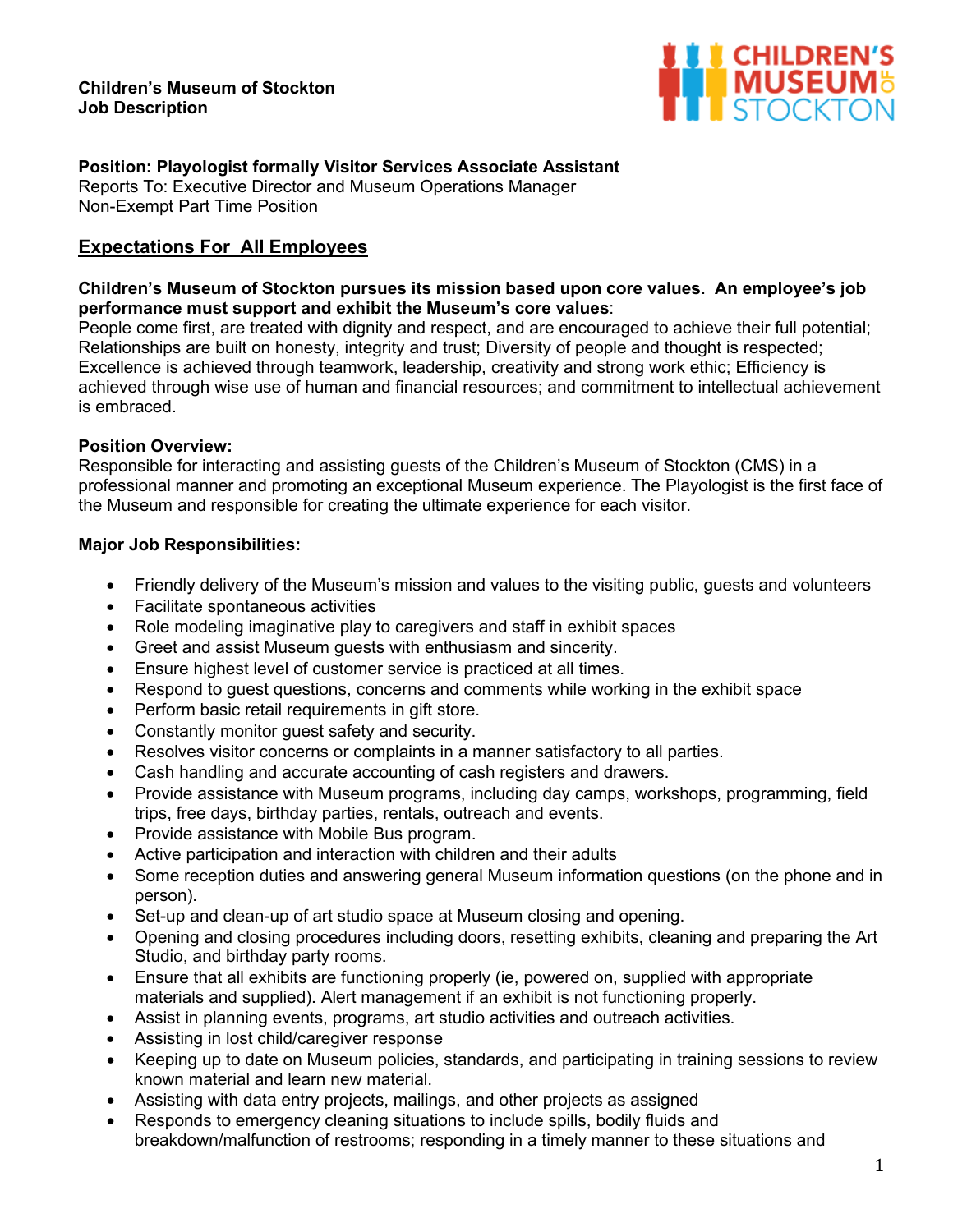**Children's Museum of Stockton**
**Job Description**

**Position: Playologist formally Visitor Services Associate Assistant**
Reports To: Executive Director and Museum Operations Manager
Non-Exempt Part Time Position

## Expectations For All Employees

**Children's Museum of Stockton pursues its mission based upon core values. An employee's job performance must support and exhibit the Museum's core values**:
People come first, are treated with dignity and respect, and are encouraged to achieve their full potential; Relationships are built on honesty, integrity and trust; Diversity of people and thought is respected; Excellence is achieved through teamwork, leadership, creativity and strong work ethic; Efficiency is achieved through wise use of human and financial resources; and commitment to intellectual achievement is embraced.

**Position Overview:**
Responsible for interacting and assisting guests of the Children's Museum of Stockton (CMS) in a professional manner and promoting an exceptional Museum experience. The Playologist is the first face of the Museum and responsible for creating the ultimate experience for each visitor.

**Major Job Responsibilities:**

- Friendly delivery of the Museum's mission and values to the visiting public, guests and volunteers
- Facilitate spontaneous activities
- Role modeling imaginative play to caregivers and staff in exhibit spaces
- Greet and assist Museum guests with enthusiasm and sincerity.
- Ensure highest level of customer service is practiced at all times.
- Respond to guest questions, concerns and comments while working in the exhibit space
- Perform basic retail requirements in gift store.
- Constantly monitor guest safety and security.
- Resolves visitor concerns or complaints in a manner satisfactory to all parties.
- Cash handling and accurate accounting of cash registers and drawers.
- Provide assistance with Museum programs, including day camps, workshops, programming, field trips, free days, birthday parties, rentals, outreach and events.
- Provide assistance with Mobile Bus program.
- Active participation and interaction with children and their adults
- Some reception duties and answering general Museum information questions (on the phone and in person).
- Set-up and clean-up of art studio space at Museum closing and opening.
- Opening and closing procedures including doors, resetting exhibits, cleaning and preparing the Art Studio, and birthday party rooms.
- Ensure that all exhibits are functioning properly (ie, powered on, supplied with appropriate materials and supplied). Alert management if an exhibit is not functioning properly.
- Assist in planning events, programs, art studio activities and outreach activities.
- Assisting in lost child/caregiver response
- Keeping up to date on Museum policies, standards, and participating in training sessions to review known material and learn new material.
- Assisting with data entry projects, mailings, and other projects as assigned
- Responds to emergency cleaning situations to include spills, bodily fluids and breakdown/malfunction of restrooms; responding in a timely manner to these situations and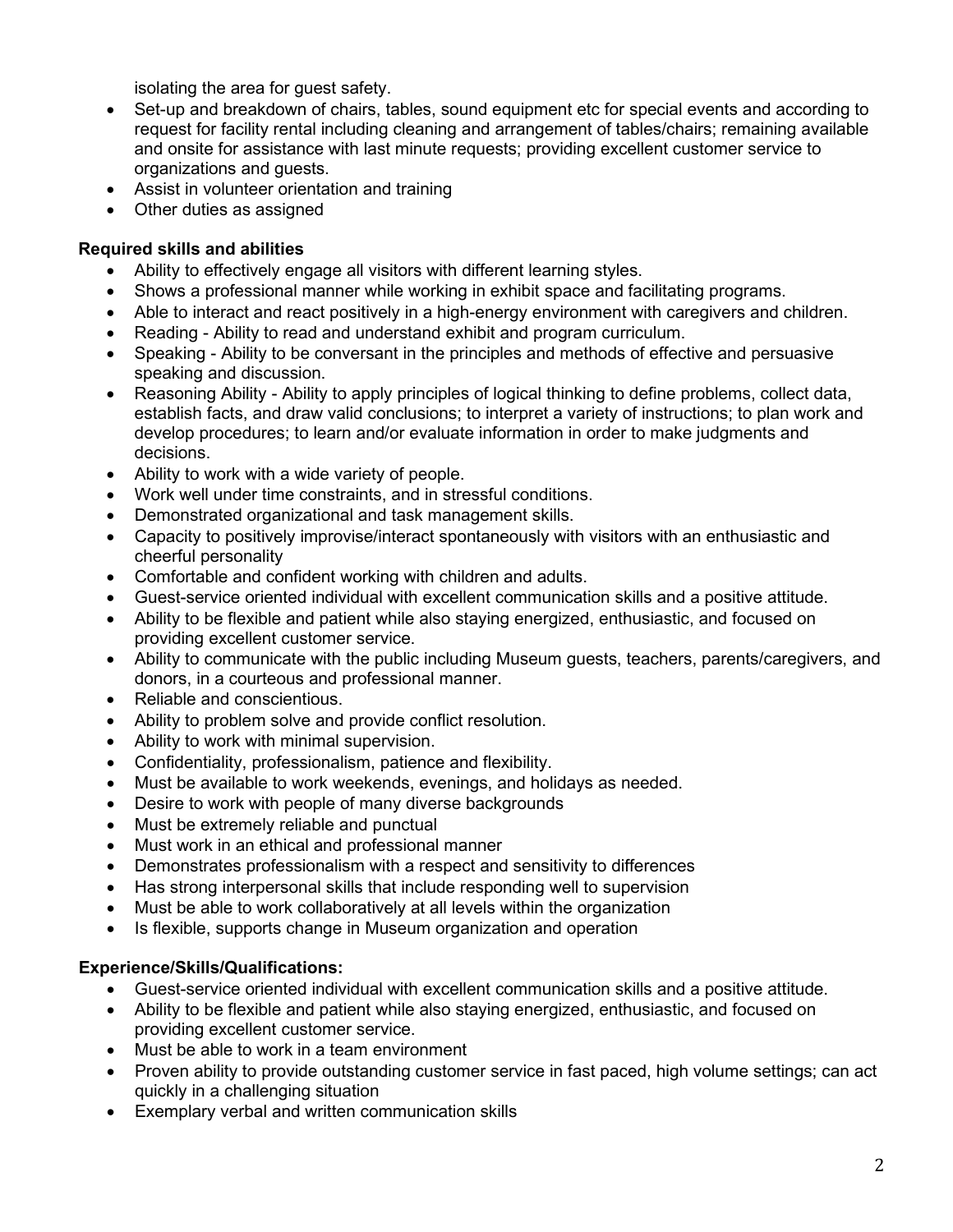isolating the area for guest safety.

- Set-up and breakdown of chairs, tables, sound equipment etc for special events and according to request for facility rental including cleaning and arrangement of tables/chairs; remaining available and onsite for assistance with last minute requests; providing excellent customer service to organizations and guests.
- Assist in volunteer orientation and training
- Other duties as assigned

**Required skills and abilities**

- Ability to effectively engage all visitors with different learning styles.
- Shows a professional manner while working in exhibit space and facilitating programs.
- Able to interact and react positively in a high-energy environment with caregivers and children.
- Reading - Ability to read and understand exhibit and program curriculum.
- Speaking - Ability to be conversant in the principles and methods of effective and persuasive speaking and discussion.
- Reasoning Ability - Ability to apply principles of logical thinking to define problems, collect data, establish facts, and draw valid conclusions; to interpret a variety of instructions; to plan work and develop procedures; to learn and/or evaluate information in order to make judgments and decisions.
- Ability to work with a wide variety of people.
- Work well under time constraints, and in stressful conditions.
- Demonstrated organizational and task management skills.
- Capacity to positively improvise/interact spontaneously with visitors with an enthusiastic and cheerful personality
- Comfortable and confident working with children and adults.
- Guest-service oriented individual with excellent communication skills and a positive attitude.
- Ability to be flexible and patient while also staying energized, enthusiastic, and focused on providing excellent customer service.
- Ability to communicate with the public including Museum guests, teachers, parents/caregivers, and donors, in a courteous and professional manner.
- Reliable and conscientious.
- Ability to problem solve and provide conflict resolution.
- Ability to work with minimal supervision.
- Confidentiality, professionalism, patience and flexibility.
- Must be available to work weekends, evenings, and holidays as needed.
- Desire to work with people of many diverse backgrounds
- Must be extremely reliable and punctual
- Must work in an ethical and professional manner
- Demonstrates professionalism with a respect and sensitivity to differences
- Has strong interpersonal skills that include responding well to supervision
- Must be able to work collaboratively at all levels within the organization
- Is flexible, supports change in Museum organization and operation

**Experience/Skills/Qualifications:**

- Guest-service oriented individual with excellent communication skills and a positive attitude.
- Ability to be flexible and patient while also staying energized, enthusiastic, and focused on providing excellent customer service.
- Must be able to work in a team environment
- Proven ability to provide outstanding customer service in fast paced, high volume settings; can act quickly in a challenging situation
- Exemplary verbal and written communication skills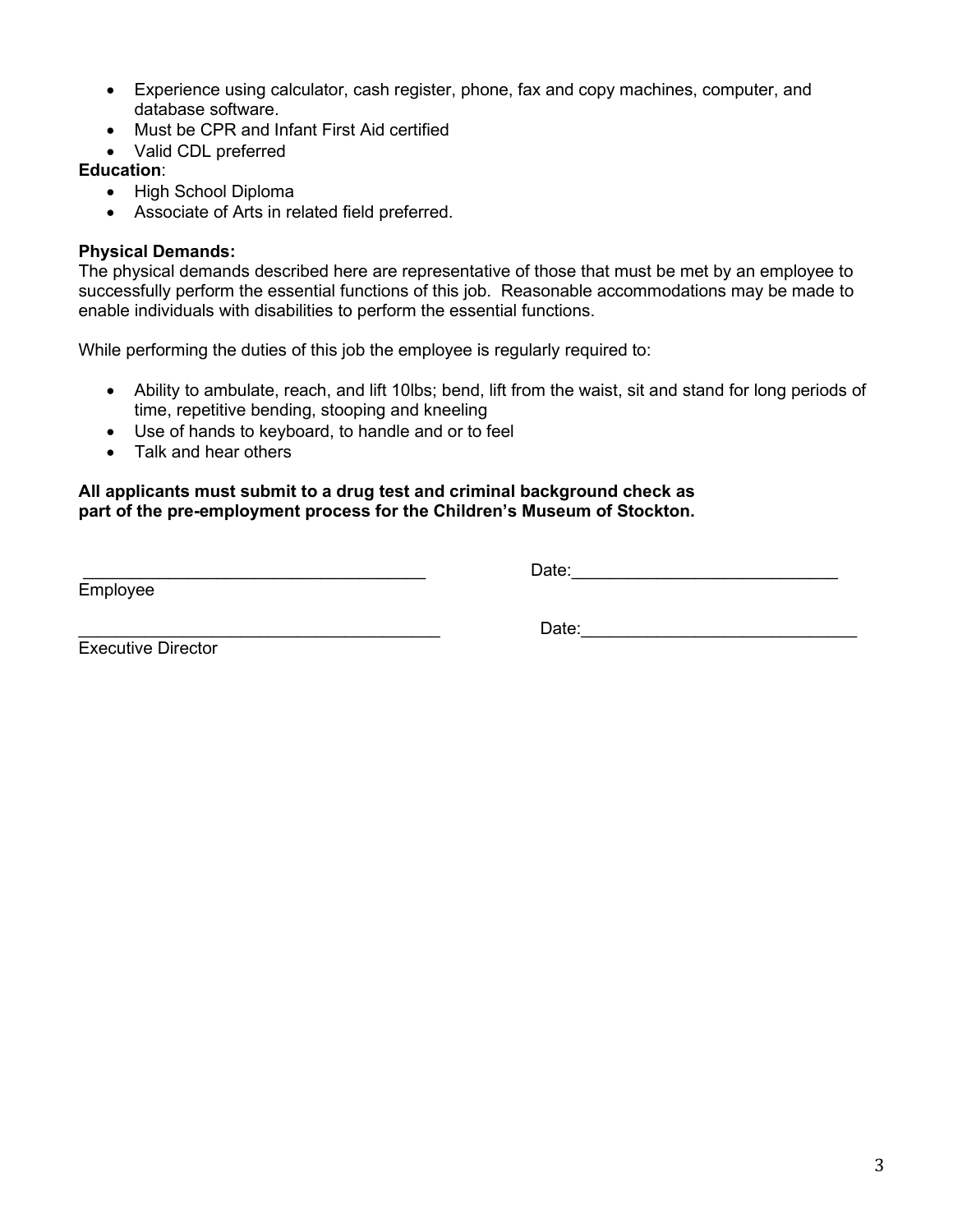- Experience using calculator, cash register, phone, fax and copy machines, computer, and database software.
- Must be CPR and Infant First Aid certified
- Valid CDL preferred

**Education**:

- High School Diploma
- Associate of Arts in related field preferred.

**Physical Demands:**

The physical demands described here are representative of those that must be met by an employee to successfully perform the essential functions of this job. Reasonable accommodations may be made to enable individuals with disabilities to perform the essential functions.

While performing the duties of this job the employee is regularly required to:

- Ability to ambulate, reach, and lift 10lbs; bend, lift from the waist, sit and stand for long periods of time, repetitive bending, stooping and kneeling
- Use of hands to keyboard, to handle and or to feel
- Talk and hear others

**All applicants must submit to a drug test and criminal background check as part of the pre-employment process for the Children's Museum of Stockton.**

_____________________________________ Date:___________________________

Employee

_______________________________________ Date:_____________________________

Executive Director